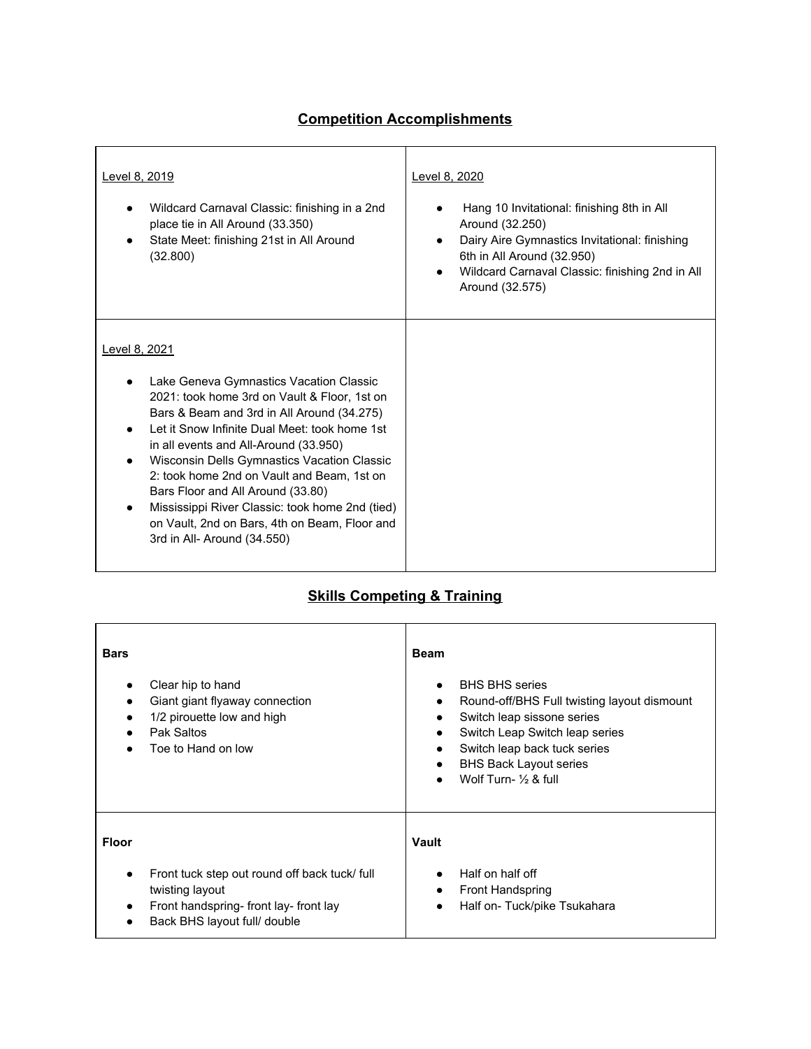## Competition Accomplishments

| Level 8, 2019 | Level 8, 2020 |
|---|---|
| <u>Level 8, 2019</u><br><br>● Wildcard Carnaval Classic: finishing in a 2nd place tie in All Around (33.350)<br>● State Meet: finishing 21st in All Around (32.800) | <u>Level 8, 2020</u><br><br>● Hang 10 Invitational: finishing 8th in All Around (32.250)<br>● Dairy Aire Gymnastics Invitational: finishing 6th in All Around (32.950)<br>● Wildcard Carnaval Classic: finishing 2nd in All Around (32.575) |
| <u>Level 8, 2021</u><br><br>● Lake Geneva Gymnastics Vacation Classic 2021: took home 3rd on Vault & Floor, 1st on Bars & Beam and 3rd in All Around (34.275)<br>● Let it Snow Infinite Dual Meet: took home 1st in all events and All-Around (33.950)<br>● Wisconsin Dells Gymnastics Vacation Classic 2: took home 2nd on Vault and Beam, 1st on Bars Floor and All Around (33.80)<br>● Mississippi River Classic: took home 2nd (tied) on Vault, 2nd on Bars, 4th on Beam, Floor and 3rd in All- Around (34.550) | |

## Skills Competing & Training

| Bars | Beam |
|---|---|
| **Bars**<br><br>● Clear hip to hand<br>● Giant giant flyaway connection<br>● 1/2 pirouette low and high<br>● Pak Saltos<br>● Toe to Hand on low | **Beam**<br><br>● BHS BHS series<br>● Round-off/BHS Full twisting layout dismount<br>● Switch leap sissone series<br>● Switch Leap Switch leap series<br>● Switch leap back tuck series<br>● BHS Back Layout series<br>● Wolf Turn- ½ & full |
| **Floor**<br><br>● Front tuck step out round off back tuck/ full twisting layout<br>● Front handspring- front lay- front lay<br>● Back BHS layout full/ double | **Vault**<br><br>● Half on half off<br>● Front Handspring<br>● Half on- Tuck/pike Tsukahara |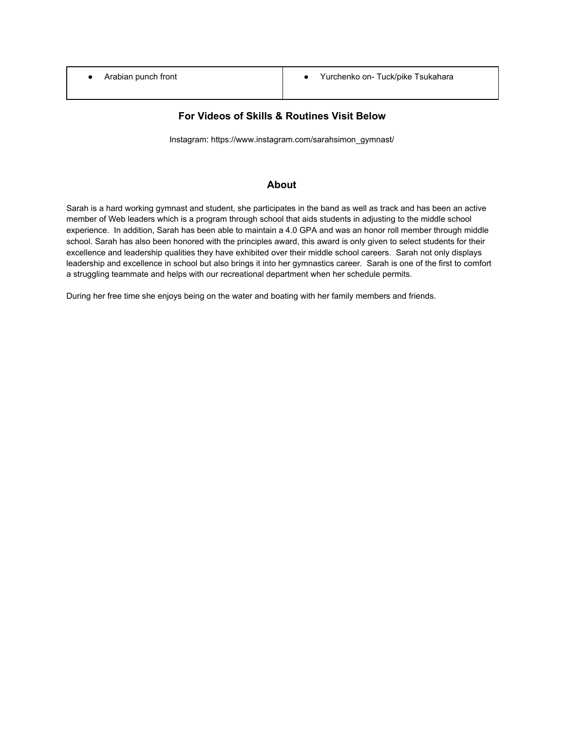| | |
|---|---|
| • Arabian punch front | • Yurchenko on- Tuck/pike Tsukahara |

### **For Videos of Skills & Routines Visit Below**

Instagram: https://www.instagram.com/sarahsimon_gymnast/

## About

Sarah is a hard working gymnast and student, she participates in the band as well as track and has been an active member of Web leaders which is a program through school that aids students in adjusting to the middle school experience. In addition, Sarah has been able to maintain a 4.0 GPA and was an honor roll member through middle school. Sarah has also been honored with the principles award, this award is only given to select students for their excellence and leadership qualities they have exhibited over their middle school careers. Sarah not only displays leadership and excellence in school but also brings it into her gymnastics career. Sarah is one of the first to comfort a struggling teammate and helps with our recreational department when her schedule permits.

During her free time she enjoys being on the water and boating with her family members and friends.